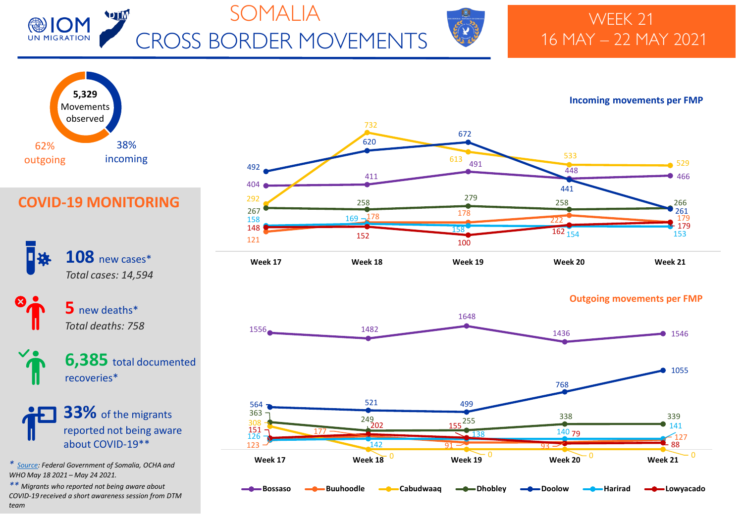# SOMALIA CROSS BORDER MOVEMENTS

## WEEK 21
## 16 MAY – 22 MAY 2021

**5,329** Movements observed

62% outgoing

38% incoming

### Incoming movements per FMP

| FMP | Week 17 | Week 18 | Week 19 | Week 20 | Week 21 |
|---|---|---|---|---|---|
| Bossaso | 404 | 411 | 491 | 448 | 466 |
| Buuhoodle | 121 | 178 | 178 | 222 | 179 |
| Cabudwaaq | 292 | 732 | 613 | 533 | 529 |
| Dhobley | 267 | 258 | 279 | 258 | 266 |
| Doolow | 492 | 620 | 672 | 441 | 261 |
| Harirad | 158 | 169 | 158 | 154 | 153 |
| Lowyacado | 148 | 152 | 100 | 162 | 179 |

### Outgoing movements per FMP

| FMP | Week 17 | Week 18 | Week 19 | Week 20 | Week 21 |
|---|---|---|---|---|---|
| Bossaso | 1556 | 1482 | 1648 | 1436 | 1546 |
| Buuhoodle | 123 | 177 | 91 | 93 | 127 |
| Cabudwaaq | 308 | 0 | 0 | 0 | 0 |
| Dhobley | 363 | 249 | 255 | 338 | 339 |
| Doolow | 564 | 521 | 499 | 768 | 1055 |
| Harirad | 126 | 142 | 138 | 140 | 141 |
| Lowyacado | 151 | 202 | 155 | 79 | 88 |

## COVID-19 MONITORING

**108** new cases*

*Total cases: 14,594*

**5** new deaths*

*Total deaths: 758*

**6,385** total documented recoveries*

**33%** of the migrants reported not being aware about COVID-19**

* *Source: Federal Government of Somalia, OCHA and WHO May 18 2021 – May 24 2021.*

** *Migrants who reported not being aware about COVID-19 received a short awareness session from DTM team*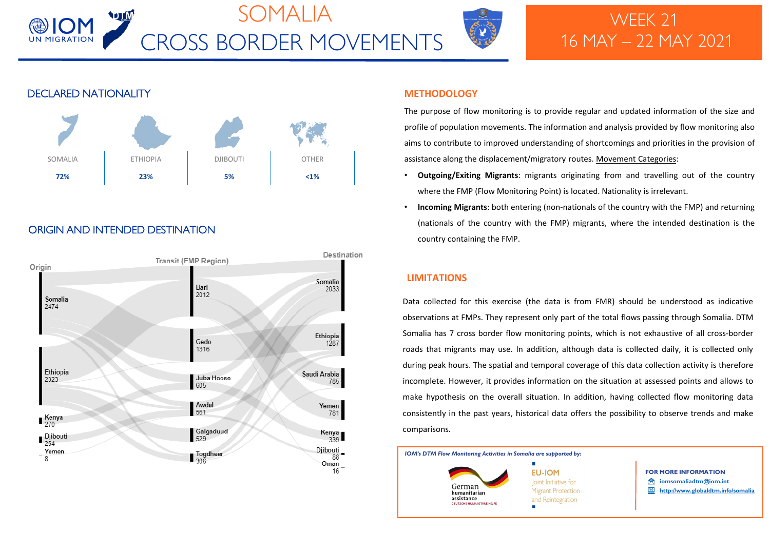# SOMALIA CROSS BORDER MOVEMENTS

## WEEK 21
## 16 MAY – 22 MAY 2021

## DECLARED NATIONALITY

SOMALIA
**72%**

ETHIOPIA
**23%**

DJIBOUTI
**5%**

OTHER
**<1%**

## ORIGIN AND INTENDED DESTINATION

Origin
Somalia 2474
Ethiopia 2323
Kenya 270
Djibouti 254
Yemen 8

Transit (FMP Region)
Bari 2012
Gedo 1316
Juba Hoose 605
Awdal 561
Galgaduud 529
Togdheer 306

Destination
Somalia 2033
Ethiopia 1287
Saudi Arabia 785
Yemen 781
Kenya 339
Djibouti 88
Oman 16

## METHODOLOGY

The purpose of flow monitoring is to provide regular and updated information of the size and profile of population movements. The information and analysis provided by flow monitoring also aims to contribute to improved understanding of shortcomings and priorities in the provision of assistance along the displacement/migratory routes. Movement Categories:

- **Outgoing/Exiting Migrants**: migrants originating from and travelling out of the country where the FMP (Flow Monitoring Point) is located. Nationality is irrelevant.
- **Incoming Migrants**: both entering (non-nationals of the country with the FMP) and returning (nationals of the country with the FMP) migrants, where the intended destination is the country containing the FMP.

## LIMITATIONS

Data collected for this exercise (the data is from FMR) should be understood as indicative observations at FMPs. They represent only part of the total flows passing through Somalia. DTM Somalia has 7 cross border flow monitoring points, which is not exhaustive of all cross-border roads that migrants may use. In addition, although data is collected daily, it is collected only during peak hours. The spatial and temporal coverage of this data collection activity is therefore incomplete. However, it provides information on the situation at assessed points and allows to make hypothesis on the overall situation. In addition, having collected flow monitoring data consistently in the past years, historical data offers the possibility to observe trends and make comparisons.

*IOM's DTM Flow Monitoring Activities in Somalia are supported by:*

German humanitarian assistance
DEUTSCHE HUMANITÄRE HILFE

EU-IOM
Joint Initiative for Migrant Protection and Reintegration

**FOR MORE INFORMATION**

iomsomaliadtm@iom.int

http://www.globaldtm.info/somalia